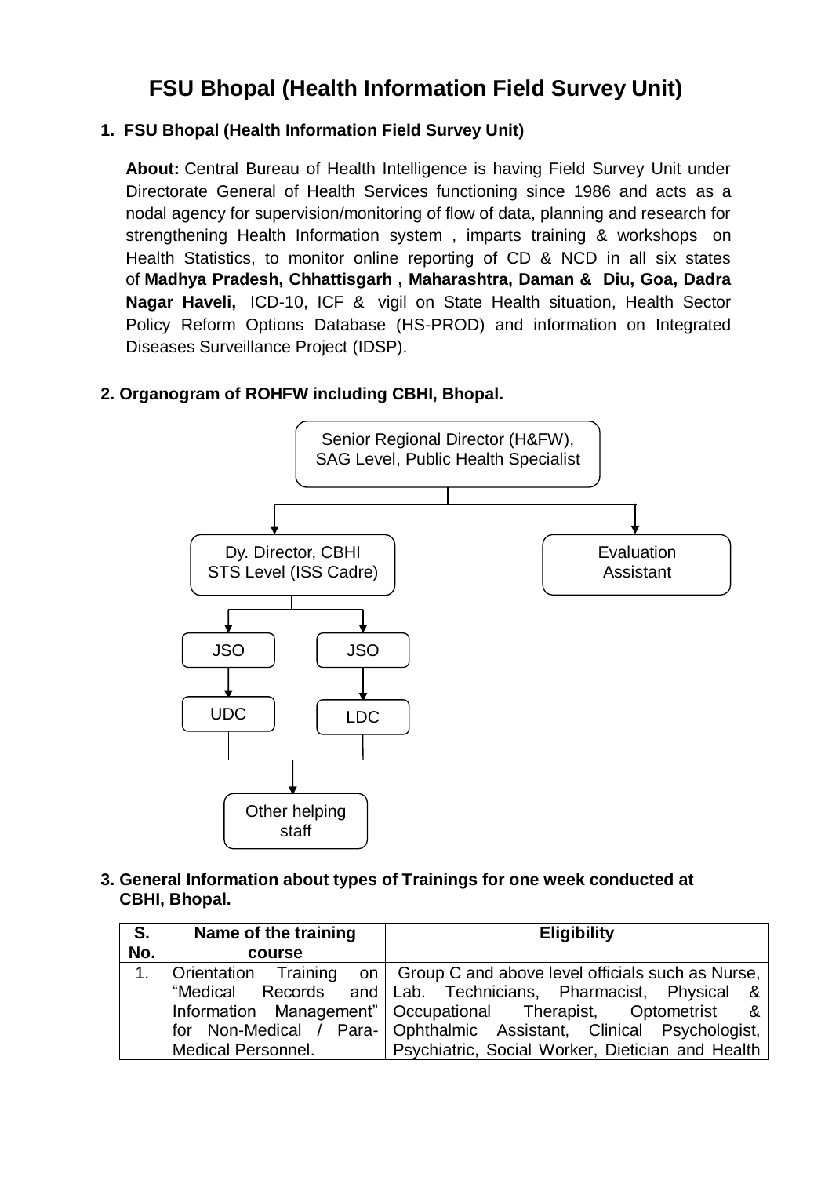# FSU Bhopal (Health Information Field Survey Unit)

## 1. FSU Bhopal (Health Information Field Survey Unit)

**About:** Central Bureau of Health Intelligence is having Field Survey Unit under Directorate General of Health Services functioning since 1986 and acts as a nodal agency for supervision/monitoring of flow of data, planning and research for strengthening Health Information system , imparts training & workshops on Health Statistics, to monitor online reporting of CD & NCD in all six states of **Madhya Pradesh, Chhattisgarh , Maharashtra, Daman & Diu, Goa, Dadra Nagar Haveli,** ICD-10, ICF & vigil on State Health situation, Health Sector Policy Reform Options Database (HS-PROD) and information on Integrated Diseases Surveillance Project (IDSP).

## 2. Organogram of ROHFW including CBHI, Bhopal.

- Senior Regional Director (H&FW), SAG Level, Public Health Specialist
  - Dy. Director, CBHI STS Level (ISS Cadre)
    - JSO
      - UDC
        - Other helping staff
    - JSO
      - LDC
        - Other helping staff
  - Evaluation Assistant

## 3. General Information about types of Trainings for one week conducted at CBHI, Bhopal.

| S. No. | Name of the training course | Eligibility |
|---|---|---|
| 1. | Orientation Training on "Medical Records and Information Management" for Non-Medical / Para-Medical Personnel. | Group C and above level officials such as Nurse, Lab. Technicians, Pharmacist, Physical & Occupational Therapist, Optometrist & Ophthalmic Assistant, Clinical Psychologist, Psychiatric, Social Worker, Dietician and Health |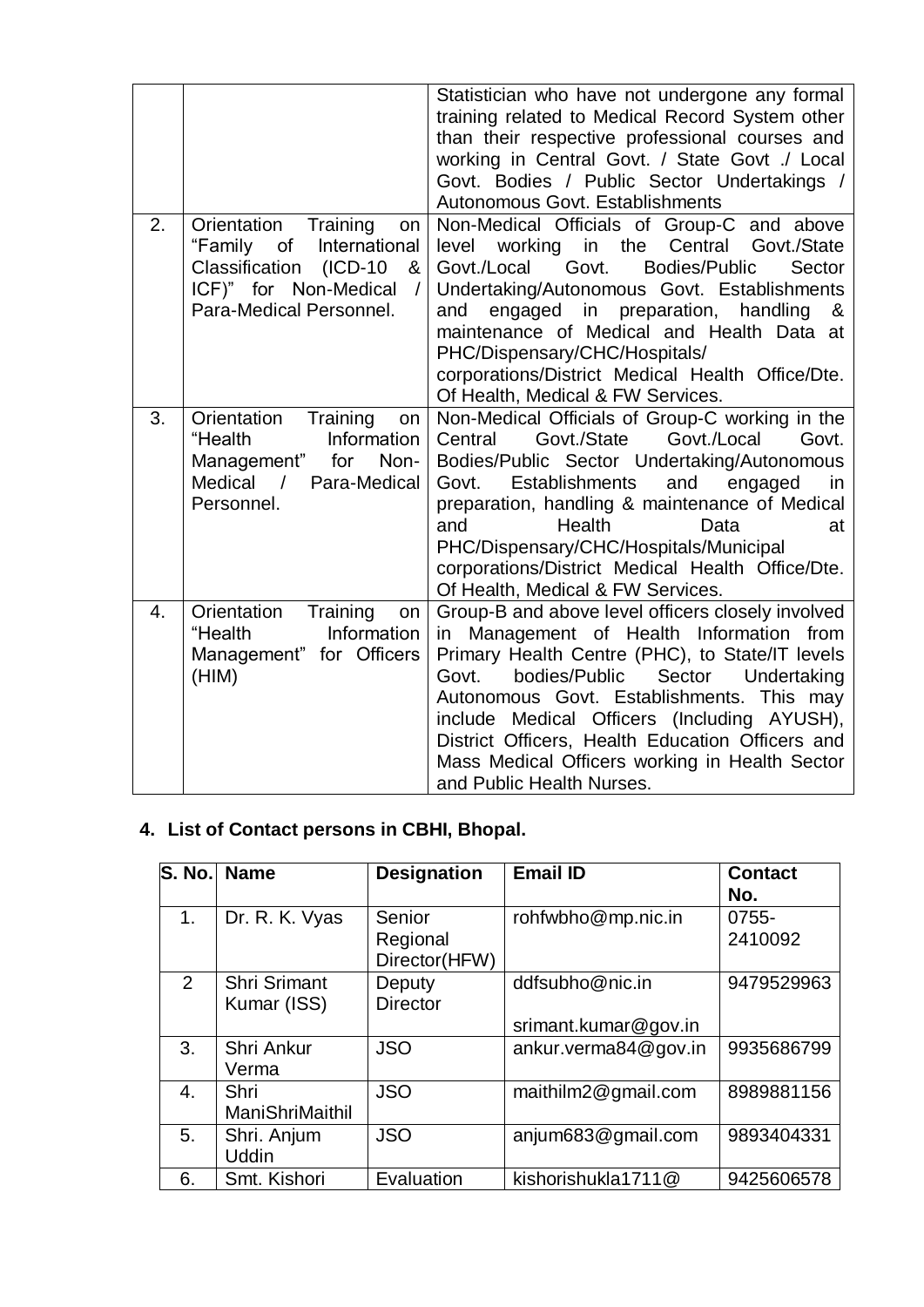|  |  |  |
|---|---|---|
|  |  | Statistician who have not undergone any formal training related to Medical Record System other than their respective professional courses and working in Central Govt. / State Govt ./ Local Govt. Bodies / Public Sector Undertakings / Autonomous Govt. Establishments |
| 2. | Orientation Training on "Family of International Classification (ICD-10 & ICF)" for Non-Medical / Para-Medical Personnel. | Non-Medical Officials of Group-C and above level working in the Central Govt./State Govt./Local Govt. Bodies/Public Sector Undertaking/Autonomous Govt. Establishments and engaged in preparation, handling & maintenance of Medical and Health Data at PHC/Dispensary/CHC/Hospitals/ corporations/District Medical Health Office/Dte. Of Health, Medical & FW Services. |
| 3. | Orientation Training on "Health Information Management" for Non-Medical / Para-Medical Personnel. | Non-Medical Officials of Group-C working in the Central Govt./State Govt./Local Govt. Bodies/Public Sector Undertaking/Autonomous Govt. Establishments and engaged in preparation, handling & maintenance of Medical and Health Data at PHC/Dispensary/CHC/Hospitals/Municipal corporations/District Medical Health Office/Dte. Of Health, Medical & FW Services. |
| 4. | Orientation Training on "Health Information Management" for Officers (HIM) | Group-B and above level officers closely involved in Management of Health Information from Primary Health Centre (PHC), to State/IT levels Govt. bodies/Public Sector Undertaking Autonomous Govt. Establishments. This may include Medical Officers (Including AYUSH), District Officers, Health Education Officers and Mass Medical Officers working in Health Sector and Public Health Nurses. |

**4. List of Contact persons in CBHI, Bhopal.**

| S. No. | Name | Designation | Email ID | Contact No. |
|---|---|---|---|---|
| 1. | Dr. R. K. Vyas | Senior Regional Director(HFW) | rohfwbho@mp.nic.in | 0755-2410092 |
| 2 | Shri Srimant Kumar (ISS) | Deputy Director | ddfsubho@nic.in<br>srimant.kumar@gov.in | 9479529963 |
| 3. | Shri Ankur Verma | JSO | ankur.verma84@gov.in | 9935686799 |
| 4. | Shri ManiShriMaithil | JSO | maithilm2@gmail.com | 8989881156 |
| 5. | Shri. Anjum Uddin | JSO | anjum683@gmail.com | 9893404331 |
| 6. | Smt. Kishori | Evaluation | kishorishukla1711@ | 9425606578 |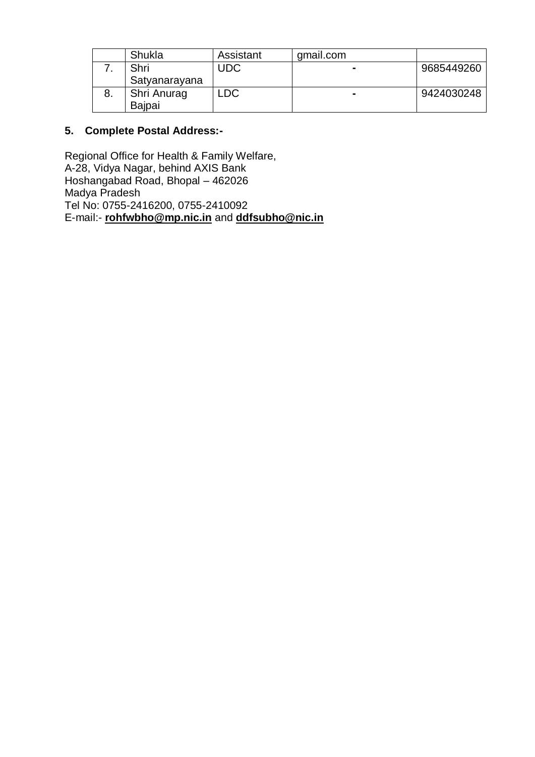| | | | | |
|---|---|---|---|---|
| | Shukla | Assistant | gmail.com | |
| 7. | Shri Satyanarayana | UDC | - | 9685449260 |
| 8. | Shri Anurag Bajpai | LDC | - | 9424030248 |

**5. Complete Postal Address:-**

Regional Office for Health & Family Welfare,
A-28, Vidya Nagar, behind AXIS Bank
Hoshangabad Road, Bhopal – 462026
Madya Pradesh
Tel No: 0755-2416200, 0755-2410092
E-mail:- **rohfwbho@mp.nic.in** and **ddfsubho@nic.in**